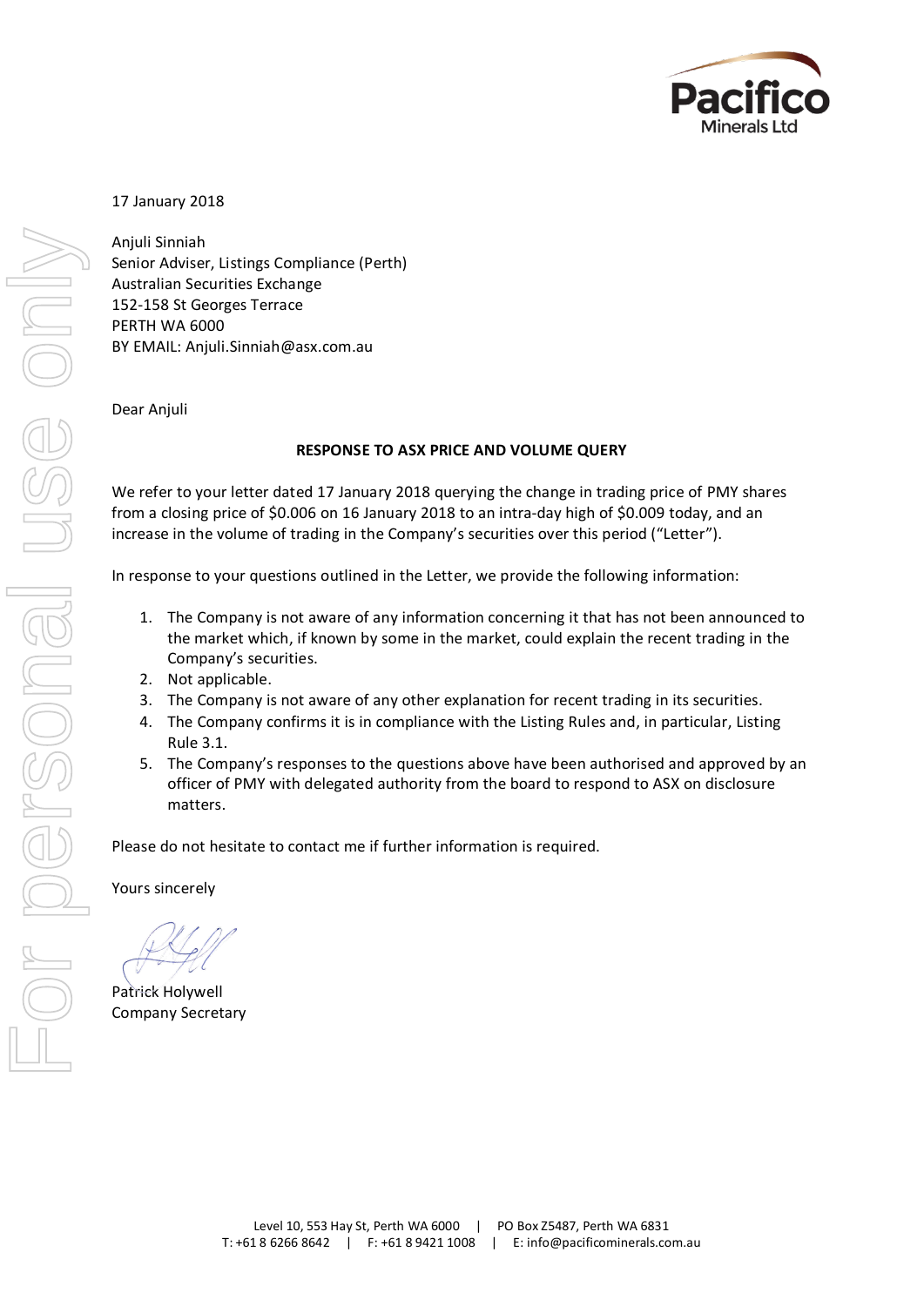Pacifico Minerals Ltd

17 January 2018

Anjuli Sinniah
Senior Adviser, Listings Compliance (Perth)
Australian Securities Exchange
152-158 St Georges Terrace
PERTH WA 6000
BY EMAIL: Anjuli.Sinniah@asx.com.au

Dear Anjuli

**RESPONSE TO ASX PRICE AND VOLUME QUERY**

We refer to your letter dated 17 January 2018 querying the change in trading price of PMY shares from a closing price of $0.006 on 16 January 2018 to an intra-day high of $0.009 today, and an increase in the volume of trading in the Company's securities over this period ("Letter").

In response to your questions outlined in the Letter, we provide the following information:

1. The Company is not aware of any information concerning it that has not been announced to the market which, if known by some in the market, could explain the recent trading in the Company's securities.
2. Not applicable.
3. The Company is not aware of any other explanation for recent trading in its securities.
4. The Company confirms it is in compliance with the Listing Rules and, in particular, Listing Rule 3.1.
5. The Company's responses to the questions above have been authorised and approved by an officer of PMY with delegated authority from the board to respond to ASX on disclosure matters.

Please do not hesitate to contact me if further information is required.

Yours sincerely

Patrick Holywell
Company Secretary

Level 10, 553 Hay St, Perth WA 6000 | PO Box Z5487, Perth WA 6831
T: +61 8 6266 8642 | F: +61 8 9421 1008 | E: info@pacificominerals.com.au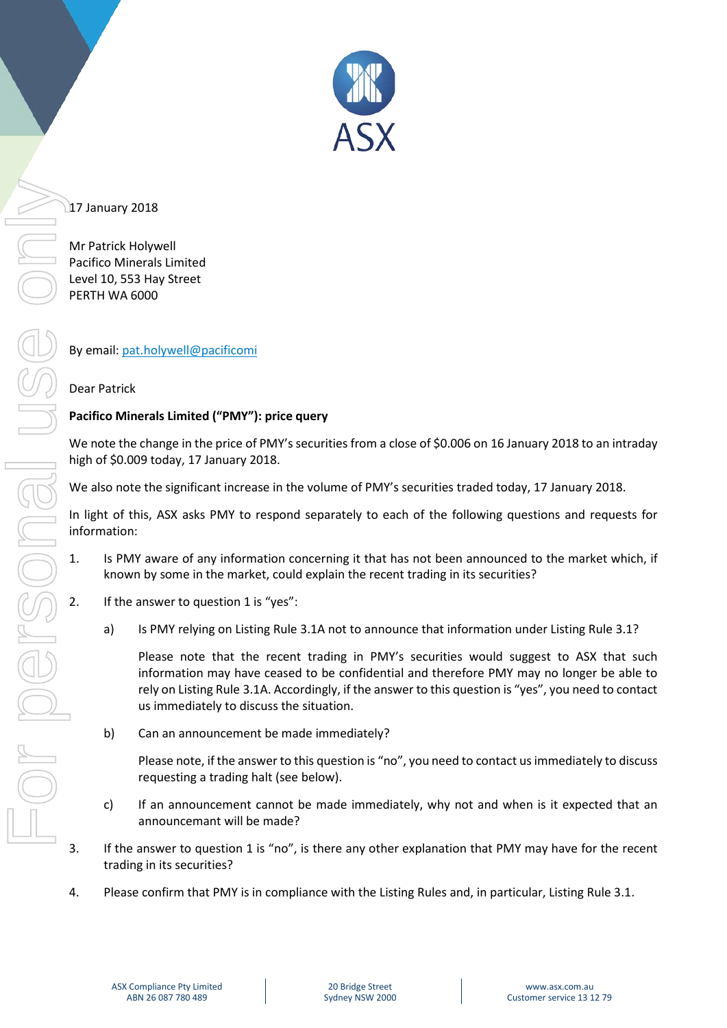17 January 2018

Mr Patrick Holywell
Pacifico Minerals Limited
Level 10, 553 Hay Street
PERTH WA 6000

By email: pat.holywell@pacificomi

Dear Patrick

**Pacifico Minerals Limited ("PMY"): price query**

We note the change in the price of PMY's securities from a close of $0.006 on 16 January 2018 to an intraday high of $0.009 today, 17 January 2018.

We also note the significant increase in the volume of PMY's securities traded today, 17 January 2018.

In light of this, ASX asks PMY to respond separately to each of the following questions and requests for information:

1. Is PMY aware of any information concerning it that has not been announced to the market which, if known by some in the market, could explain the recent trading in its securities?

2. If the answer to question 1 is "yes":

   a) Is PMY relying on Listing Rule 3.1A not to announce that information under Listing Rule 3.1?

      Please note that the recent trading in PMY's securities would suggest to ASX that such information may have ceased to be confidential and therefore PMY may no longer be able to rely on Listing Rule 3.1A. Accordingly, if the answer to this question is "yes", you need to contact us immediately to discuss the situation.

   b) Can an announcement be made immediately?

      Please note, if the answer to this question is "no", you need to contact us immediately to discuss requesting a trading halt (see below).

   c) If an announcement cannot be made immediately, why not and when is it expected that an announcemant will be made?

3. If the answer to question 1 is "no", is there any other explanation that PMY may have for the recent trading in its securities?

4. Please confirm that PMY is in compliance with the Listing Rules and, in particular, Listing Rule 3.1.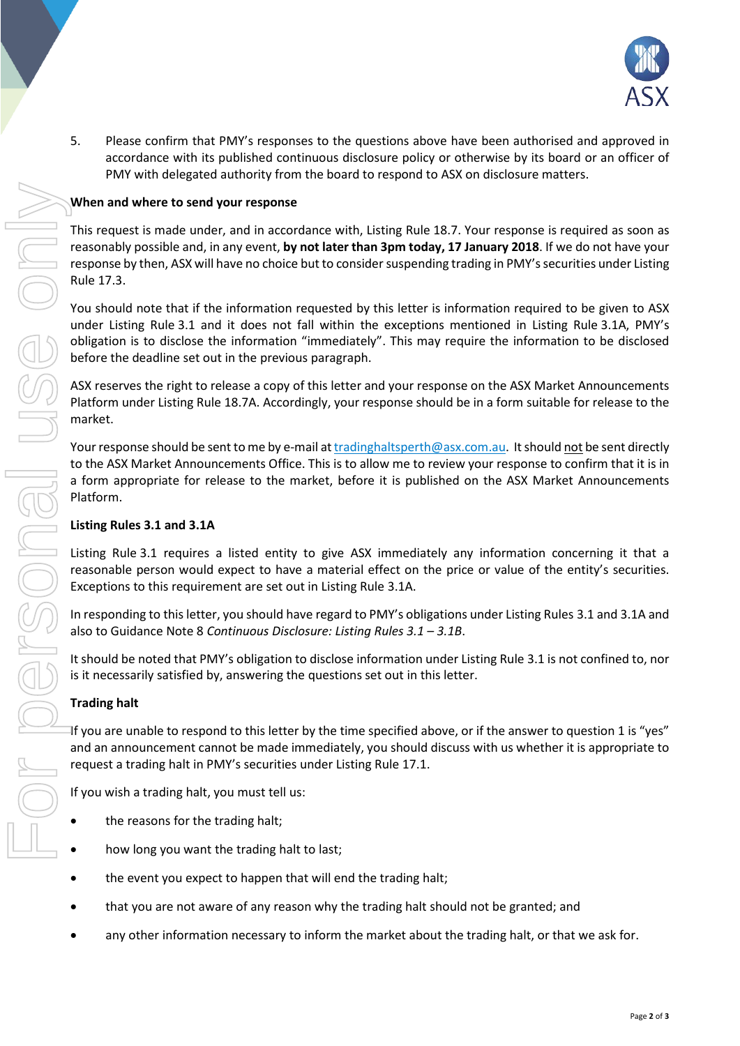5. Please confirm that PMY's responses to the questions above have been authorised and approved in accordance with its published continuous disclosure policy or otherwise by its board or an officer of PMY with delegated authority from the board to respond to ASX on disclosure matters.

**When and where to send your response**

This request is made under, and in accordance with, Listing Rule 18.7. Your response is required as soon as reasonably possible and, in any event, **by not later than 3pm today, 17 January 2018**. If we do not have your response by then, ASX will have no choice but to consider suspending trading in PMY's securities under Listing Rule 17.3.

You should note that if the information requested by this letter is information required to be given to ASX under Listing Rule 3.1 and it does not fall within the exceptions mentioned in Listing Rule 3.1A, PMY's obligation is to disclose the information "immediately". This may require the information to be disclosed before the deadline set out in the previous paragraph.

ASX reserves the right to release a copy of this letter and your response on the ASX Market Announcements Platform under Listing Rule 18.7A. Accordingly, your response should be in a form suitable for release to the market.

Your response should be sent to me by e-mail at tradinghaltsperth@asx.com.au. It should not be sent directly to the ASX Market Announcements Office. This is to allow me to review your response to confirm that it is in a form appropriate for release to the market, before it is published on the ASX Market Announcements Platform.

**Listing Rules 3.1 and 3.1A**

Listing Rule 3.1 requires a listed entity to give ASX immediately any information concerning it that a reasonable person would expect to have a material effect on the price or value of the entity's securities. Exceptions to this requirement are set out in Listing Rule 3.1A.

In responding to this letter, you should have regard to PMY's obligations under Listing Rules 3.1 and 3.1A and also to Guidance Note 8 *Continuous Disclosure: Listing Rules 3.1 – 3.1B*.

It should be noted that PMY's obligation to disclose information under Listing Rule 3.1 is not confined to, nor is it necessarily satisfied by, answering the questions set out in this letter.

**Trading halt**

If you are unable to respond to this letter by the time specified above, or if the answer to question 1 is "yes" and an announcement cannot be made immediately, you should discuss with us whether it is appropriate to request a trading halt in PMY's securities under Listing Rule 17.1.

If you wish a trading halt, you must tell us:

- the reasons for the trading halt;
- how long you want the trading halt to last;
- the event you expect to happen that will end the trading halt;
- that you are not aware of any reason why the trading halt should not be granted; and
- any other information necessary to inform the market about the trading halt, or that we ask for.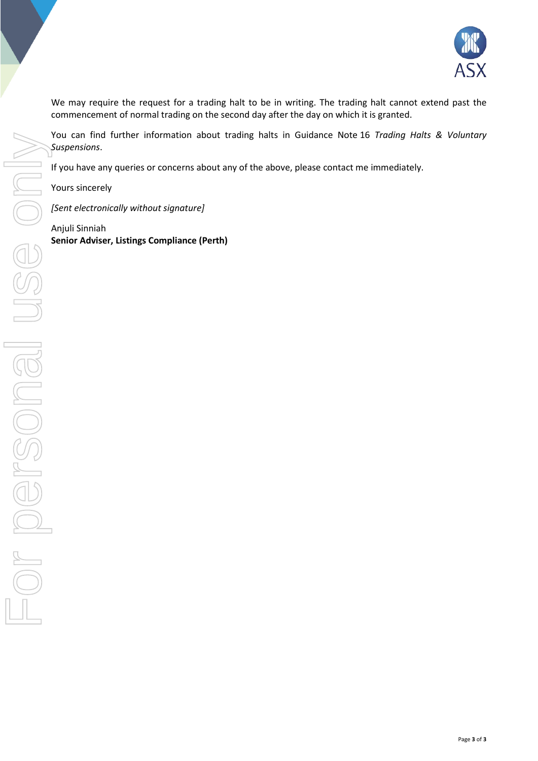We may require the request for a trading halt to be in writing. The trading halt cannot extend past the commencement of normal trading on the second day after the day on which it is granted.

You can find further information about trading halts in Guidance Note 16 *Trading Halts & Voluntary Suspensions*.

If you have any queries or concerns about any of the above, please contact me immediately.

Yours sincerely

*[Sent electronically without signature]*

Anjuli Sinniah
**Senior Adviser, Listings Compliance (Perth)**